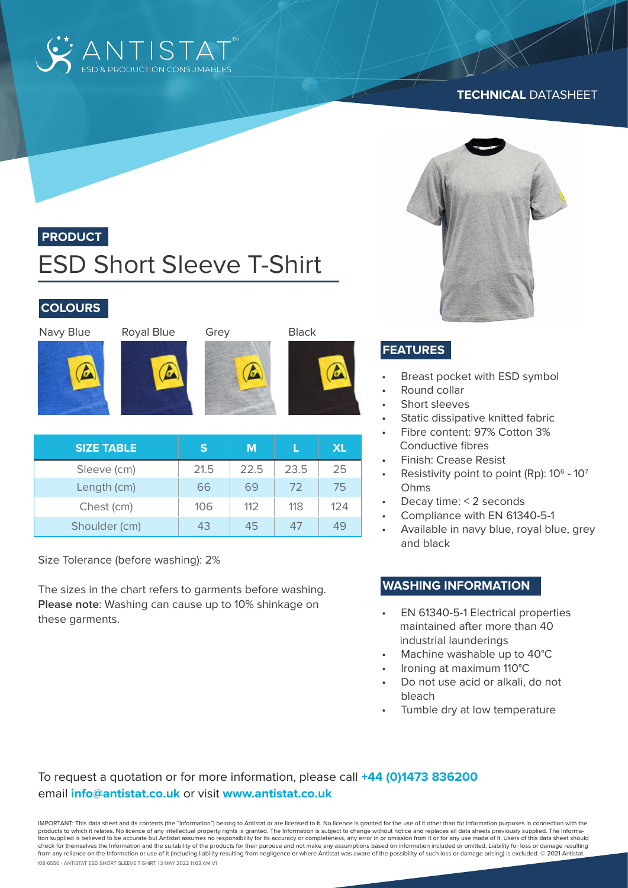ANTISTAT™
ESD & PRODUCTION CONSUMABLES

**TECHNICAL** DATASHEET

## PRODUCT

# ESD Short Sleeve T-Shirt

## COLOURS

Navy Blue | Royal Blue | Grey | Black

| SIZE TABLE | S | M | L | XL |
|---|---|---|---|---|
| Sleeve (cm) | 21.5 | 22.5 | 23.5 | 25 |
| Length (cm) | 66 | 69 | 72 | 75 |
| Chest (cm) | 106 | 112 | 118 | 124 |
| Shoulder (cm) | 43 | 45 | 47 | 49 |

Size Tolerance (before washing): 2%

The sizes in the chart refers to garments before washing. **Please note**: Washing can cause up to 10% shinkage on these garments.

## FEATURES

- Breast pocket with ESD symbol
- Round collar
- Short sleeves
- Static dissipative knitted fabric
- Fibre content: 97% Cotton 3% Conductive fibres
- Finish: Crease Resist
- Resistivity point to point (Rp): $10^6$ - $10^7$ Ohms
- Decay time: < 2 seconds
- Compliance with EN 61340-5-1
- Available in navy blue, royal blue, grey and black

## WASHING INFORMATION

- EN 61340-5-1 Electrical properties maintained after more than 40 industrial launderings
- Machine washable up to 40°C
- Ironing at maximum 110°C
- Do not use acid or alkali, do not bleach
- Tumble dry at low temperature

To request a quotation or for more information, please call **+44 (0)1473 836200** email **info@antistat.co.uk** or visit **www.antistat.co.uk**

IMPORTANT: This data sheet and its contents (the "Information") belong to Antistat or are licensed to it. No licence is granted for the use of it other than for information purposes in connection with the products to which it relates. No licence of any intellectual property rights is granted. The Information is subject to change without notice and replaces all data sheets previously supplied. The Information supplied is believed to be accurate but Antistat assumes no responsibility for its accuracy or completeness, any error in or omission from it or for any use made of it. Users of this data sheet should check for themselves the Information and the suitability of the products for their purpose and not make any assumptions based on information included or omitted. Liability for loss or damage resulting from any reliance on the Information or use of it (including liability resulting from negligence or where Antistat was aware of the possibility of such loss or damage arising) is excluded. © 2021 Antistat.

108-6550 - ANTISTAT ESD SHORT SLEEVE T-SHIRT | 3 MAY 2022 11:03 AM V1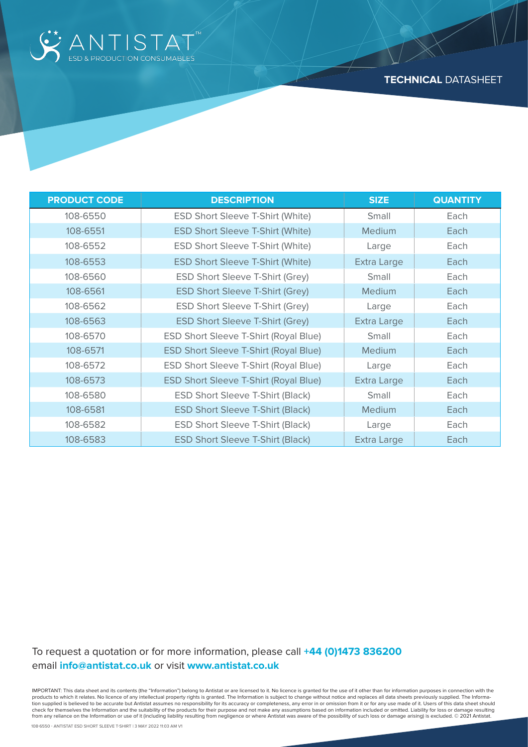ANTISTAT™
ESD & PRODUCTION CONSUMABLES

**TECHNICAL** DATASHEET

| PRODUCT CODE | DESCRIPTION | SIZE | QUANTITY |
|---|---|---|---|
| 108-6550 | ESD Short Sleeve T-Shirt (White) | Small | Each |
| 108-6551 | ESD Short Sleeve T-Shirt (White) | Medium | Each |
| 108-6552 | ESD Short Sleeve T-Shirt (White) | Large | Each |
| 108-6553 | ESD Short Sleeve T-Shirt (White) | Extra Large | Each |
| 108-6560 | ESD Short Sleeve T-Shirt (Grey) | Small | Each |
| 108-6561 | ESD Short Sleeve T-Shirt (Grey) | Medium | Each |
| 108-6562 | ESD Short Sleeve T-Shirt (Grey) | Large | Each |
| 108-6563 | ESD Short Sleeve T-Shirt (Grey) | Extra Large | Each |
| 108-6570 | ESD Short Sleeve T-Shirt (Royal Blue) | Small | Each |
| 108-6571 | ESD Short Sleeve T-Shirt (Royal Blue) | Medium | Each |
| 108-6572 | ESD Short Sleeve T-Shirt (Royal Blue) | Large | Each |
| 108-6573 | ESD Short Sleeve T-Shirt (Royal Blue) | Extra Large | Each |
| 108-6580 | ESD Short Sleeve T-Shirt (Black) | Small | Each |
| 108-6581 | ESD Short Sleeve T-Shirt (Black) | Medium | Each |
| 108-6582 | ESD Short Sleeve T-Shirt (Black) | Large | Each |
| 108-6583 | ESD Short Sleeve T-Shirt (Black) | Extra Large | Each |

To request a quotation or for more information, please call **+44 (0)1473 836200**
email **info@antistat.co.uk** or visit **www.antistat.co.uk**

IMPORTANT: This data sheet and its contents (the "Information") belong to Antistat or are licensed to it. No licence is granted for the use of it other than for information purposes in connection with the products to which it relates. No licence of any intellectual property rights is granted. The Information is subject to change without notice and replaces all data sheets previously supplied. The Information supplied is believed to be accurate but Antistat assumes no responsibility for its accuracy or completeness, any error in or omission from it or for any use made of it. Users of this data sheet should check for themselves the Information and the suitability of the products for their purpose and not make any assumptions based on information included or omitted. Liability for loss or damage resulting from any reliance on the Information or use of it (including liability resulting from negligence or where Antistat was aware of the possibility of such loss or damage arising) is excluded. © 2021 Antistat.

108-6550 - ANTISTAT ESD SHORT SLEEVE T-SHIRT | 3 MAY 2022 11:03 AM V1